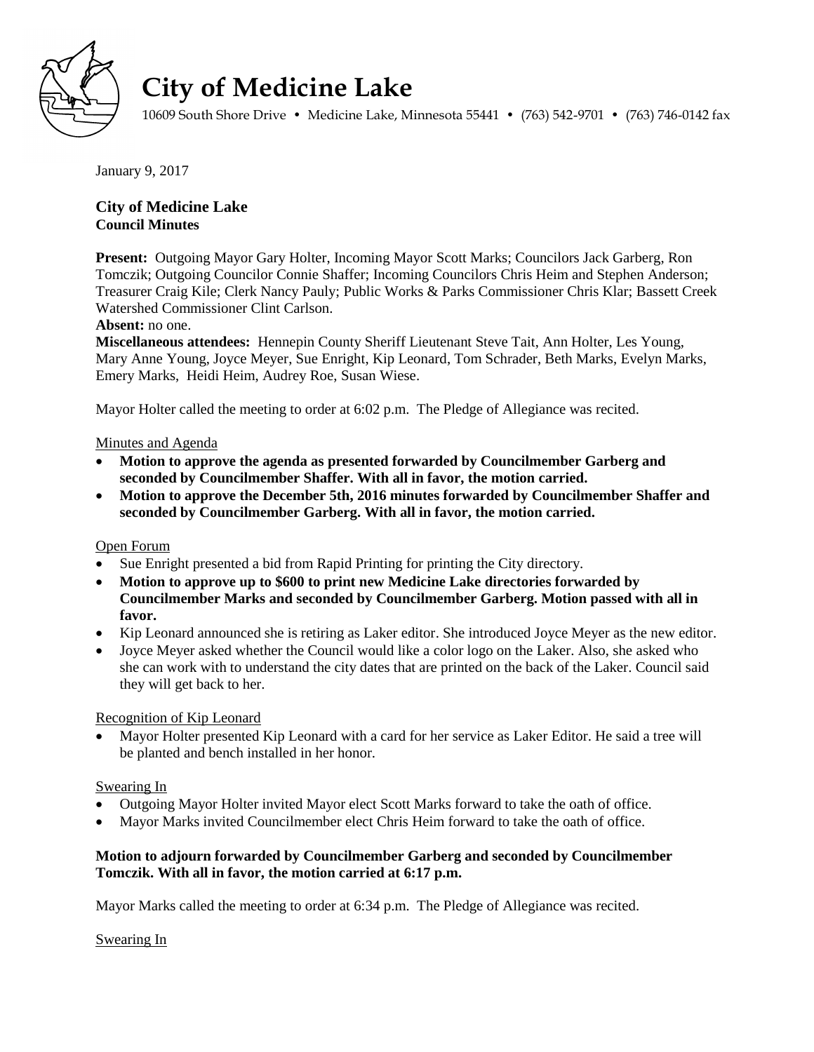# City of Medicine Lake

10609 South Shore Drive • Medicine Lake, Minnesota 55441 • (763) 542-9701 • (763) 746-0142 fax

January 9, 2017

### City of Medicine Lake
**Council Minutes**

**Present:** Outgoing Mayor Gary Holter, Incoming Mayor Scott Marks; Councilors Jack Garberg, Ron Tomczik; Outgoing Councilor Connie Shaffer; Incoming Councilors Chris Heim and Stephen Anderson; Treasurer Craig Kile; Clerk Nancy Pauly; Public Works & Parks Commissioner Chris Klar; Bassett Creek Watershed Commissioner Clint Carlson.

**Absent:** no one.

**Miscellaneous attendees:** Hennepin County Sheriff Lieutenant Steve Tait, Ann Holter, Les Young, Mary Anne Young, Joyce Meyer, Sue Enright, Kip Leonard, Tom Schrader, Beth Marks, Evelyn Marks, Emery Marks, Heidi Heim, Audrey Roe, Susan Wiese.

Mayor Holter called the meeting to order at 6:02 p.m. The Pledge of Allegiance was recited.

Minutes and Agenda

- **Motion to approve the agenda as presented forwarded by Councilmember Garberg and seconded by Councilmember Shaffer. With all in favor, the motion carried.**
- **Motion to approve the December 5th, 2016 minutes forwarded by Councilmember Shaffer and seconded by Councilmember Garberg. With all in favor, the motion carried.**

Open Forum

- Sue Enright presented a bid from Rapid Printing for printing the City directory.
- **Motion to approve up to $600 to print new Medicine Lake directories forwarded by Councilmember Marks and seconded by Councilmember Garberg. Motion passed with all in favor.**
- Kip Leonard announced she is retiring as Laker editor. She introduced Joyce Meyer as the new editor.
- Joyce Meyer asked whether the Council would like a color logo on the Laker. Also, she asked who she can work with to understand the city dates that are printed on the back of the Laker. Council said they will get back to her.

Recognition of Kip Leonard

- Mayor Holter presented Kip Leonard with a card for her service as Laker Editor. He said a tree will be planted and bench installed in her honor.

Swearing In

- Outgoing Mayor Holter invited Mayor elect Scott Marks forward to take the oath of office.
- Mayor Marks invited Councilmember elect Chris Heim forward to take the oath of office.

**Motion to adjourn forwarded by Councilmember Garberg and seconded by Councilmember Tomczik. With all in favor, the motion carried at 6:17 p.m.**

Mayor Marks called the meeting to order at 6:34 p.m. The Pledge of Allegiance was recited.

Swearing In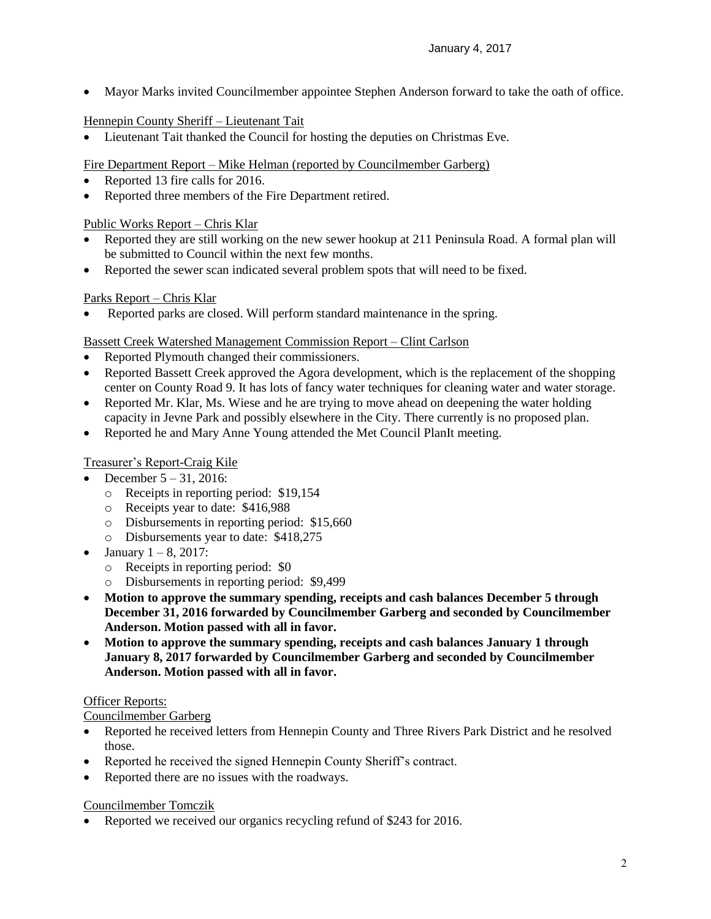- Mayor Marks invited Councilmember appointee Stephen Anderson forward to take the oath of office.

Hennepin County Sheriff – Lieutenant Tait

- Lieutenant Tait thanked the Council for hosting the deputies on Christmas Eve.

Fire Department Report – Mike Helman (reported by Councilmember Garberg)

- Reported 13 fire calls for 2016.
- Reported three members of the Fire Department retired.

Public Works Report – Chris Klar

- Reported they are still working on the new sewer hookup at 211 Peninsula Road. A formal plan will be submitted to Council within the next few months.
- Reported the sewer scan indicated several problem spots that will need to be fixed.

Parks Report – Chris Klar

- Reported parks are closed. Will perform standard maintenance in the spring.

Bassett Creek Watershed Management Commission Report – Clint Carlson

- Reported Plymouth changed their commissioners.
- Reported Bassett Creek approved the Agora development, which is the replacement of the shopping center on County Road 9. It has lots of fancy water techniques for cleaning water and water storage.
- Reported Mr. Klar, Ms. Wiese and he are trying to move ahead on deepening the water holding capacity in Jevne Park and possibly elsewhere in the City. There currently is no proposed plan.
- Reported he and Mary Anne Young attended the Met Council PlanIt meeting.

Treasurer's Report-Craig Kile

- December 5 – 31, 2016:
  - Receipts in reporting period: $19,154
  - Receipts year to date: $416,988
  - Disbursements in reporting period: $15,660
  - Disbursements year to date: $418,275
- January 1 – 8, 2017:
  - Receipts in reporting period: $0
  - Disbursements in reporting period: $9,499
- **Motion to approve the summary spending, receipts and cash balances December 5 through December 31, 2016 forwarded by Councilmember Garberg and seconded by Councilmember Anderson. Motion passed with all in favor.**
- **Motion to approve the summary spending, receipts and cash balances January 1 through January 8, 2017 forwarded by Councilmember Garberg and seconded by Councilmember Anderson. Motion passed with all in favor.**

Officer Reports:

Councilmember Garberg

- Reported he received letters from Hennepin County and Three Rivers Park District and he resolved those.
- Reported he received the signed Hennepin County Sheriff's contract.
- Reported there are no issues with the roadways.

Councilmember Tomczik

- Reported we received our organics recycling refund of $243 for 2016.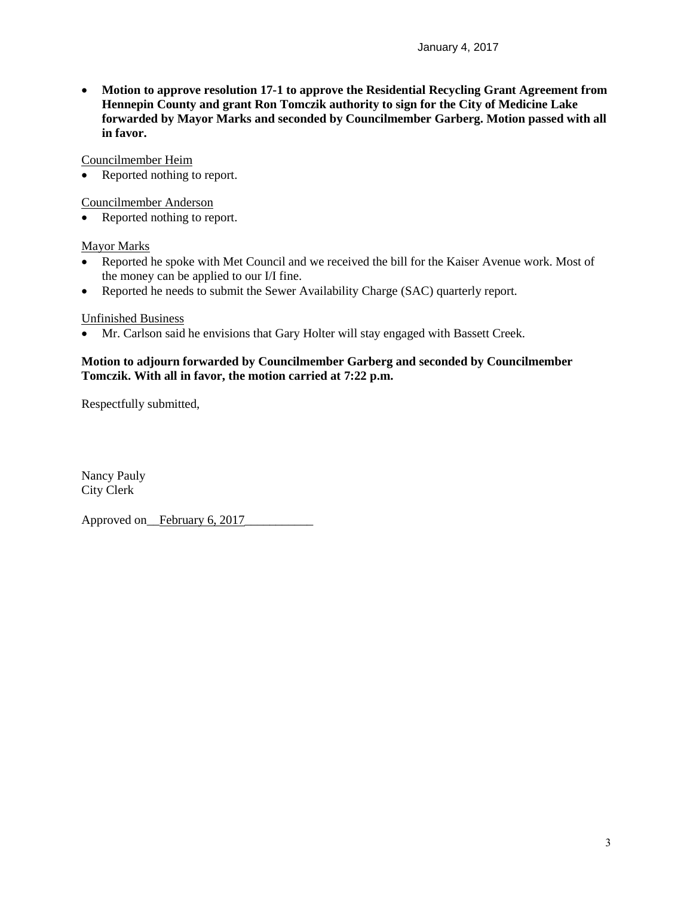- **Motion to approve resolution 17-1 to approve the Residential Recycling Grant Agreement from Hennepin County and grant Ron Tomczik authority to sign for the City of Medicine Lake forwarded by Mayor Marks and seconded by Councilmember Garberg. Motion passed with all in favor.**

Councilmember Heim

- Reported nothing to report.

Councilmember Anderson

- Reported nothing to report.

Mayor Marks

- Reported he spoke with Met Council and we received the bill for the Kaiser Avenue work. Most of the money can be applied to our I/I fine.
- Reported he needs to submit the Sewer Availability Charge (SAC) quarterly report.

Unfinished Business

- Mr. Carlson said he envisions that Gary Holter will stay engaged with Bassett Creek.

**Motion to adjourn forwarded by Councilmember Garberg and seconded by Councilmember Tomczik. With all in favor, the motion carried at 7:22 p.m.**

Respectfully submitted,

Nancy Pauly
City Clerk

Approved on__February 6, 2017___________